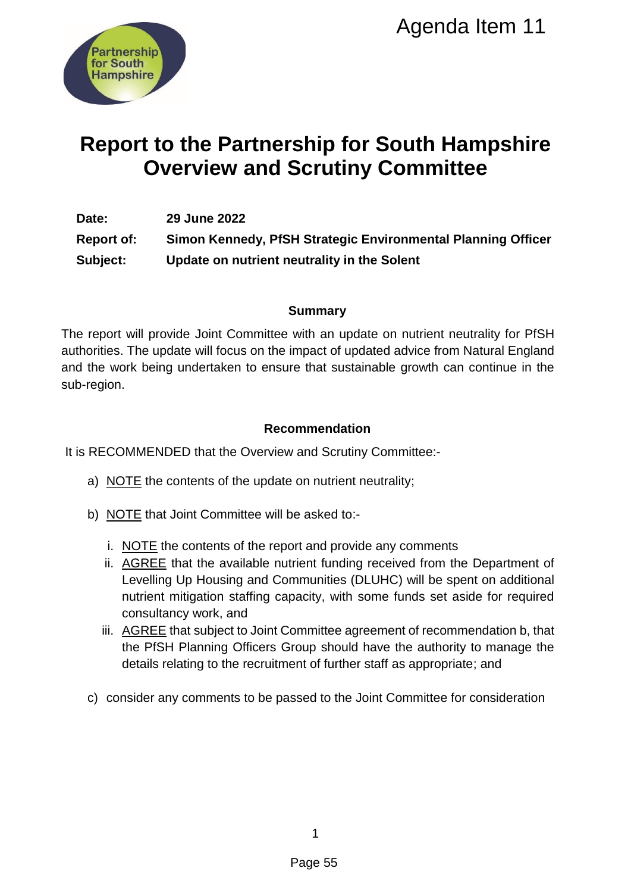Agenda Item 11

# Report to the Partnership for South Hampshire Overview and Scrutiny Committee

**Date:** 29 June 2022

**Report of:** Simon Kennedy, PfSH Strategic Environmental Planning Officer

**Subject:** Update on nutrient neutrality in the Solent

## Summary

The report will provide Joint Committee with an update on nutrient neutrality for PfSH authorities. The update will focus on the impact of updated advice from Natural England and the work being undertaken to ensure that sustainable growth can continue in the sub-region.

## Recommendation

It is RECOMMENDED that the Overview and Scrutiny Committee:-

a) NOTE the contents of the update on nutrient neutrality;

b) NOTE that Joint Committee will be asked to:-

   i. NOTE the contents of the report and provide any comments
   
   ii. AGREE that the available nutrient funding received from the Department of Levelling Up Housing and Communities (DLUHC) will be spent on additional nutrient mitigation staffing capacity, with some funds set aside for required consultancy work, and
   
   iii. AGREE that subject to Joint Committee agreement of recommendation b, that the PfSH Planning Officers Group should have the authority to manage the details relating to the recruitment of further staff as appropriate; and

c) consider any comments to be passed to the Joint Committee for consideration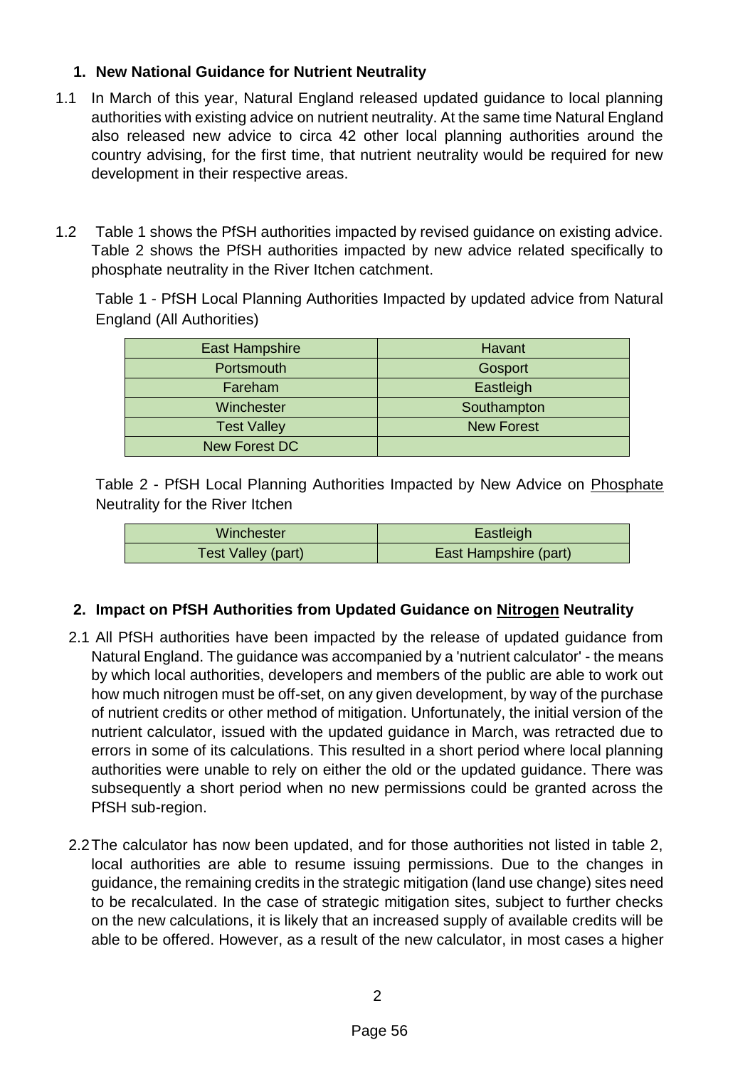## 1. New National Guidance for Nutrient Neutrality

1.1 In March of this year, Natural England released updated guidance to local planning authorities with existing advice on nutrient neutrality. At the same time Natural England also released new advice to circa 42 other local planning authorities around the country advising, for the first time, that nutrient neutrality would be required for new development in their respective areas.

1.2 Table 1 shows the PfSH authorities impacted by revised guidance on existing advice. Table 2 shows the PfSH authorities impacted by new advice related specifically to phosphate neutrality in the River Itchen catchment.

Table 1 - PfSH Local Planning Authorities Impacted by updated advice from Natural England (All Authorities)

| | |
|---|---|
| East Hampshire | Havant |
| Portsmouth | Gosport |
| Fareham | Eastleigh |
| Winchester | Southampton |
| Test Valley | New Forest |
| New Forest DC | |

Table 2 - PfSH Local Planning Authorities Impacted by New Advice on Phosphate Neutrality for the River Itchen

| | |
|---|---|
| Winchester | Eastleigh |
| Test Valley (part) | East Hampshire (part) |

## 2. Impact on PfSH Authorities from Updated Guidance on Nitrogen Neutrality

2.1 All PfSH authorities have been impacted by the release of updated guidance from Natural England. The guidance was accompanied by a 'nutrient calculator' - the means by which local authorities, developers and members of the public are able to work out how much nitrogen must be off-set, on any given development, by way of the purchase of nutrient credits or other method of mitigation. Unfortunately, the initial version of the nutrient calculator, issued with the updated guidance in March, was retracted due to errors in some of its calculations. This resulted in a short period where local planning authorities were unable to rely on either the old or the updated guidance. There was subsequently a short period when no new permissions could be granted across the PfSH sub-region.

2.2 The calculator has now been updated, and for those authorities not listed in table 2, local authorities are able to resume issuing permissions. Due to the changes in guidance, the remaining credits in the strategic mitigation (land use change) sites need to be recalculated. In the case of strategic mitigation sites, subject to further checks on the new calculations, it is likely that an increased supply of available credits will be able to be offered. However, as a result of the new calculator, in most cases a higher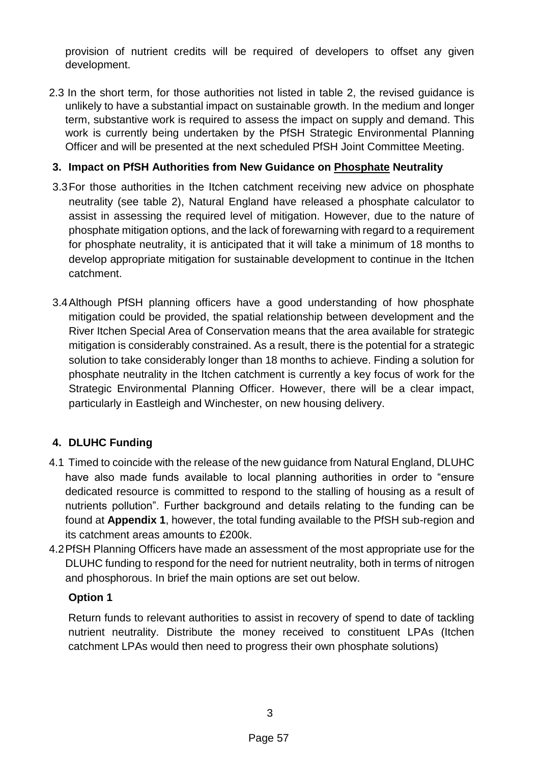provision of nutrient credits will be required of developers to offset any given development.

2.3 In the short term, for those authorities not listed in table 2, the revised guidance is unlikely to have a substantial impact on sustainable growth. In the medium and longer term, substantive work is required to assess the impact on supply and demand. This work is currently being undertaken by the PfSH Strategic Environmental Planning Officer and will be presented at the next scheduled PfSH Joint Committee Meeting.

## 3. Impact on PfSH Authorities from New Guidance on <u>Phosphate</u> Neutrality

3.3 For those authorities in the Itchen catchment receiving new advice on phosphate neutrality (see table 2), Natural England have released a phosphate calculator to assist in assessing the required level of mitigation. However, due to the nature of phosphate mitigation options, and the lack of forewarning with regard to a requirement for phosphate neutrality, it is anticipated that it will take a minimum of 18 months to develop appropriate mitigation for sustainable development to continue in the Itchen catchment.

3.4 Although PfSH planning officers have a good understanding of how phosphate mitigation could be provided, the spatial relationship between development and the River Itchen Special Area of Conservation means that the area available for strategic mitigation is considerably constrained. As a result, there is the potential for a strategic solution to take considerably longer than 18 months to achieve. Finding a solution for phosphate neutrality in the Itchen catchment is currently a key focus of work for the Strategic Environmental Planning Officer. However, there will be a clear impact, particularly in Eastleigh and Winchester, on new housing delivery.

## 4. DLUHC Funding

4.1 Timed to coincide with the release of the new guidance from Natural England, DLUHC have also made funds available to local planning authorities in order to "ensure dedicated resource is committed to respond to the stalling of housing as a result of nutrients pollution". Further background and details relating to the funding can be found at **Appendix 1**, however, the total funding available to the PfSH sub-region and its catchment areas amounts to £200k.

4.2 PfSH Planning Officers have made an assessment of the most appropriate use for the DLUHC funding to respond for the need for nutrient neutrality, both in terms of nitrogen and phosphorous. In brief the main options are set out below.

**Option 1**

Return funds to relevant authorities to assist in recovery of spend to date of tackling nutrient neutrality. Distribute the money received to constituent LPAs (Itchen catchment LPAs would then need to progress their own phosphate solutions)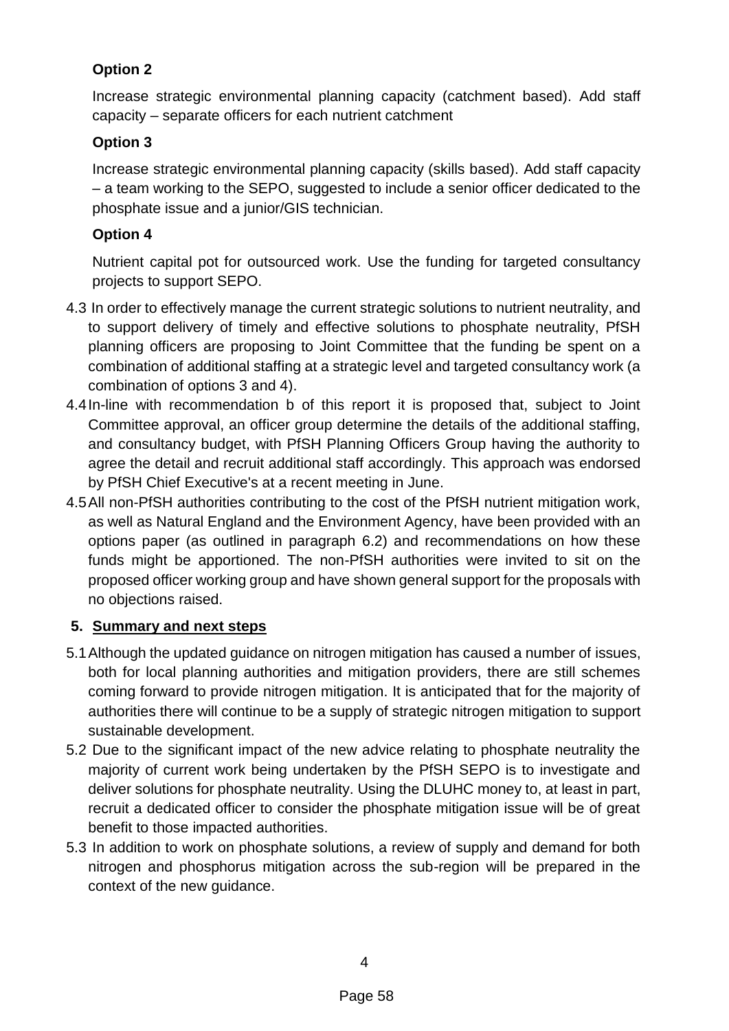**Option 2**

Increase strategic environmental planning capacity (catchment based). Add staff capacity – separate officers for each nutrient catchment

**Option 3**

Increase strategic environmental planning capacity (skills based). Add staff capacity – a team working to the SEPO, suggested to include a senior officer dedicated to the phosphate issue and a junior/GIS technician.

**Option 4**

Nutrient capital pot for outsourced work. Use the funding for targeted consultancy projects to support SEPO.

4.3 In order to effectively manage the current strategic solutions to nutrient neutrality, and to support delivery of timely and effective solutions to phosphate neutrality, PfSH planning officers are proposing to Joint Committee that the funding be spent on a combination of additional staffing at a strategic level and targeted consultancy work (a combination of options 3 and 4).

4.4 In-line with recommendation b of this report it is proposed that, subject to Joint Committee approval, an officer group determine the details of the additional staffing, and consultancy budget, with PfSH Planning Officers Group having the authority to agree the detail and recruit additional staff accordingly. This approach was endorsed by PfSH Chief Executive's at a recent meeting in June.

4.5 All non-PfSH authorities contributing to the cost of the PfSH nutrient mitigation work, as well as Natural England and the Environment Agency, have been provided with an options paper (as outlined in paragraph 6.2) and recommendations on how these funds might be apportioned. The non-PfSH authorities were invited to sit on the proposed officer working group and have shown general support for the proposals with no objections raised.

## 5. Summary and next steps

5.1 Although the updated guidance on nitrogen mitigation has caused a number of issues, both for local planning authorities and mitigation providers, there are still schemes coming forward to provide nitrogen mitigation. It is anticipated that for the majority of authorities there will continue to be a supply of strategic nitrogen mitigation to support sustainable development.

5.2 Due to the significant impact of the new advice relating to phosphate neutrality the majority of current work being undertaken by the PfSH SEPO is to investigate and deliver solutions for phosphate neutrality. Using the DLUHC money to, at least in part, recruit a dedicated officer to consider the phosphate mitigation issue will be of great benefit to those impacted authorities.

5.3 In addition to work on phosphate solutions, a review of supply and demand for both nitrogen and phosphorus mitigation across the sub-region will be prepared in the context of the new guidance.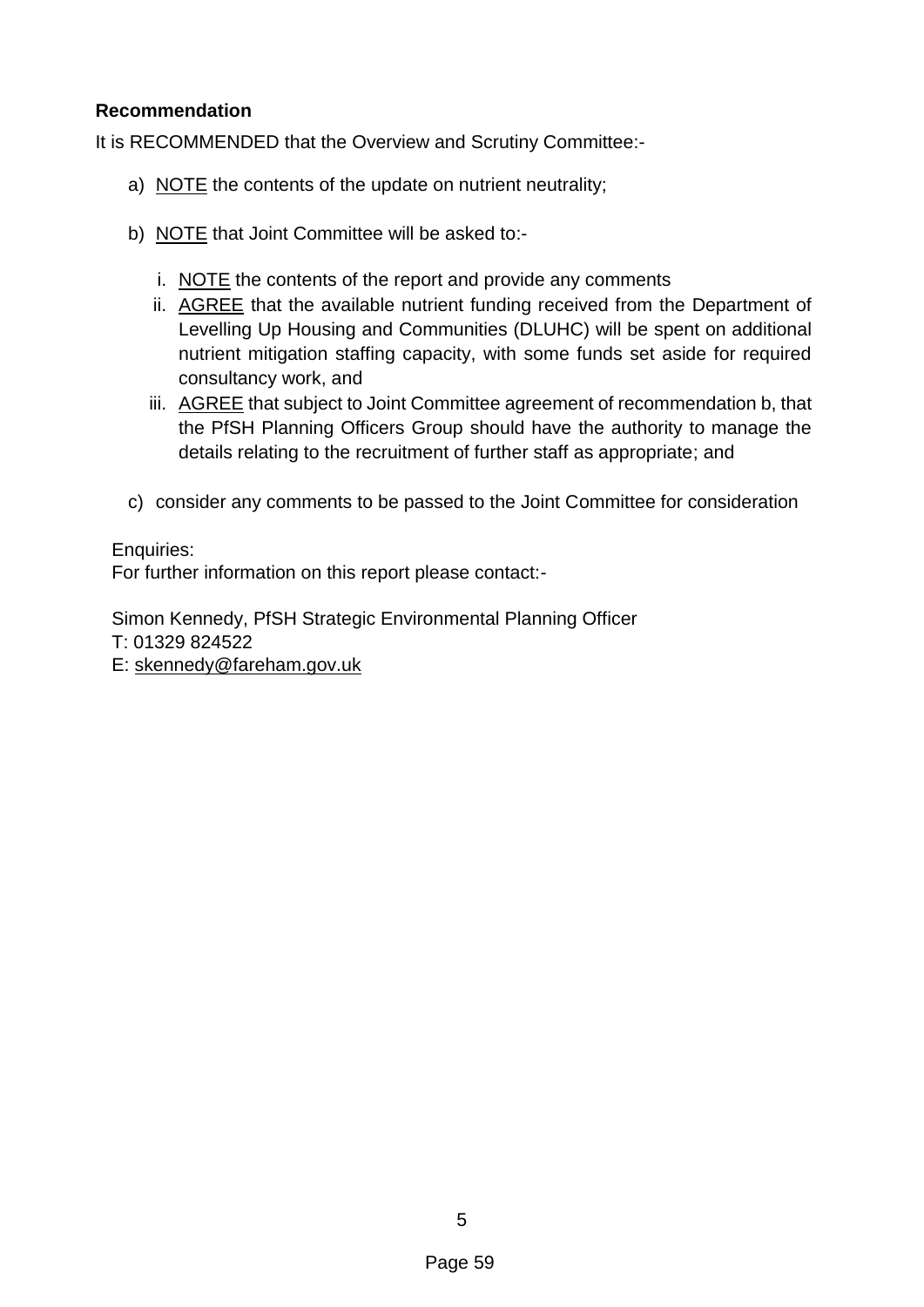**Recommendation**

It is RECOMMENDED that the Overview and Scrutiny Committee:-

a) <u>NOTE</u> the contents of the update on nutrient neutrality;

b) <u>NOTE</u> that Joint Committee will be asked to:-

   i. <u>NOTE</u> the contents of the report and provide any comments
   
   ii. <u>AGREE</u> that the available nutrient funding received from the Department of Levelling Up Housing and Communities (DLUHC) will be spent on additional nutrient mitigation staffing capacity, with some funds set aside for required consultancy work, and
   
   iii. <u>AGREE</u> that subject to Joint Committee agreement of recommendation b, that the PfSH Planning Officers Group should have the authority to manage the details relating to the recruitment of further staff as appropriate; and

c) consider any comments to be passed to the Joint Committee for consideration

Enquiries:
For further information on this report please contact:-

Simon Kennedy, PfSH Strategic Environmental Planning Officer
T: 01329 824522
E: skennedy@fareham.gov.uk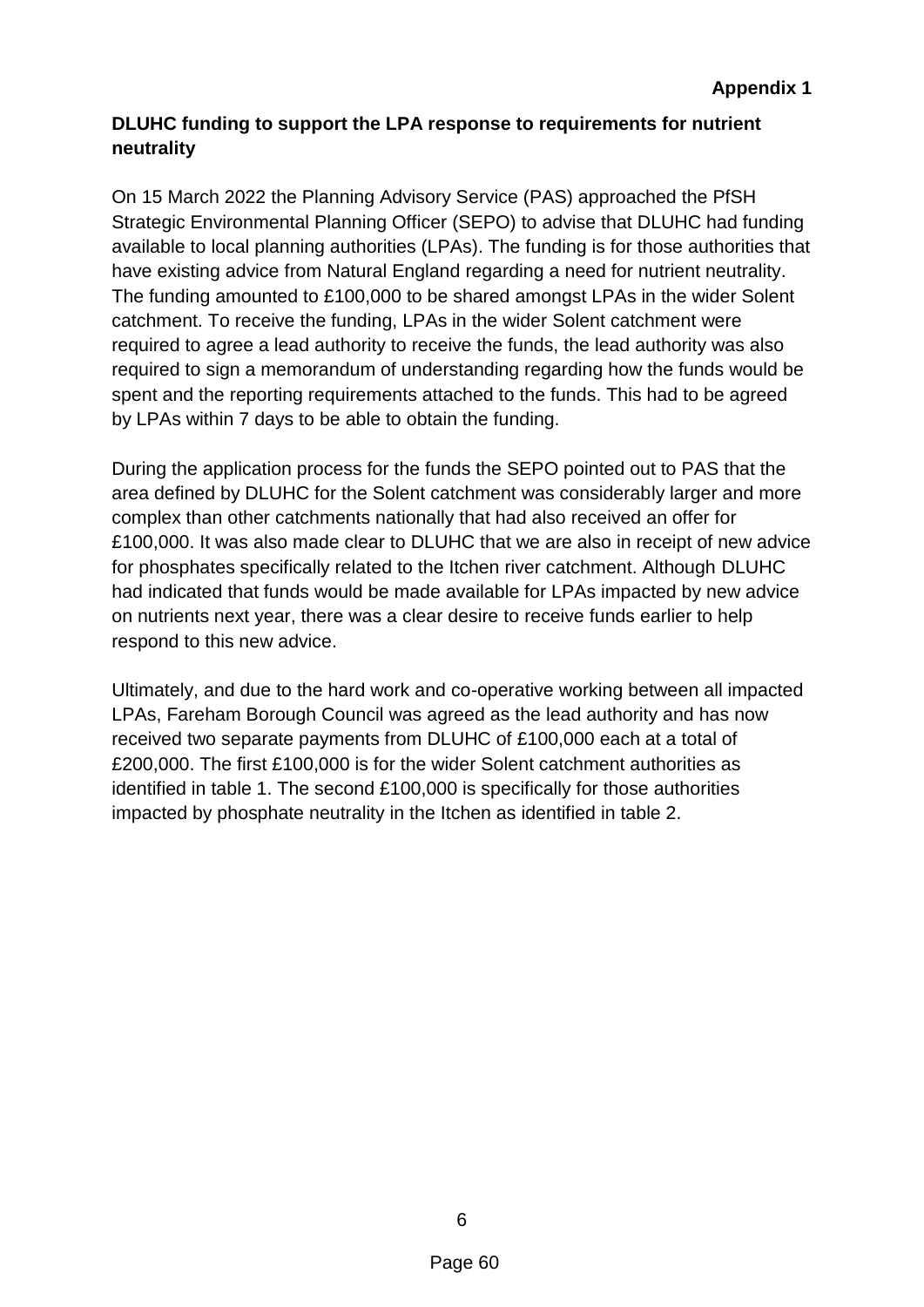**Appendix 1**

**DLUHC funding to support the LPA response to requirements for nutrient neutrality**

On 15 March 2022 the Planning Advisory Service (PAS) approached the PfSH Strategic Environmental Planning Officer (SEPO) to advise that DLUHC had funding available to local planning authorities (LPAs). The funding is for those authorities that have existing advice from Natural England regarding a need for nutrient neutrality. The funding amounted to £100,000 to be shared amongst LPAs in the wider Solent catchment. To receive the funding, LPAs in the wider Solent catchment were required to agree a lead authority to receive the funds, the lead authority was also required to sign a memorandum of understanding regarding how the funds would be spent and the reporting requirements attached to the funds. This had to be agreed by LPAs within 7 days to be able to obtain the funding.

During the application process for the funds the SEPO pointed out to PAS that the area defined by DLUHC for the Solent catchment was considerably larger and more complex than other catchments nationally that had also received an offer for £100,000. It was also made clear to DLUHC that we are also in receipt of new advice for phosphates specifically related to the Itchen river catchment. Although DLUHC had indicated that funds would be made available for LPAs impacted by new advice on nutrients next year, there was a clear desire to receive funds earlier to help respond to this new advice.

Ultimately, and due to the hard work and co-operative working between all impacted LPAs, Fareham Borough Council was agreed as the lead authority and has now received two separate payments from DLUHC of £100,000 each at a total of £200,000. The first £100,000 is for the wider Solent catchment authorities as identified in table 1. The second £100,000 is specifically for those authorities impacted by phosphate neutrality in the Itchen as identified in table 2.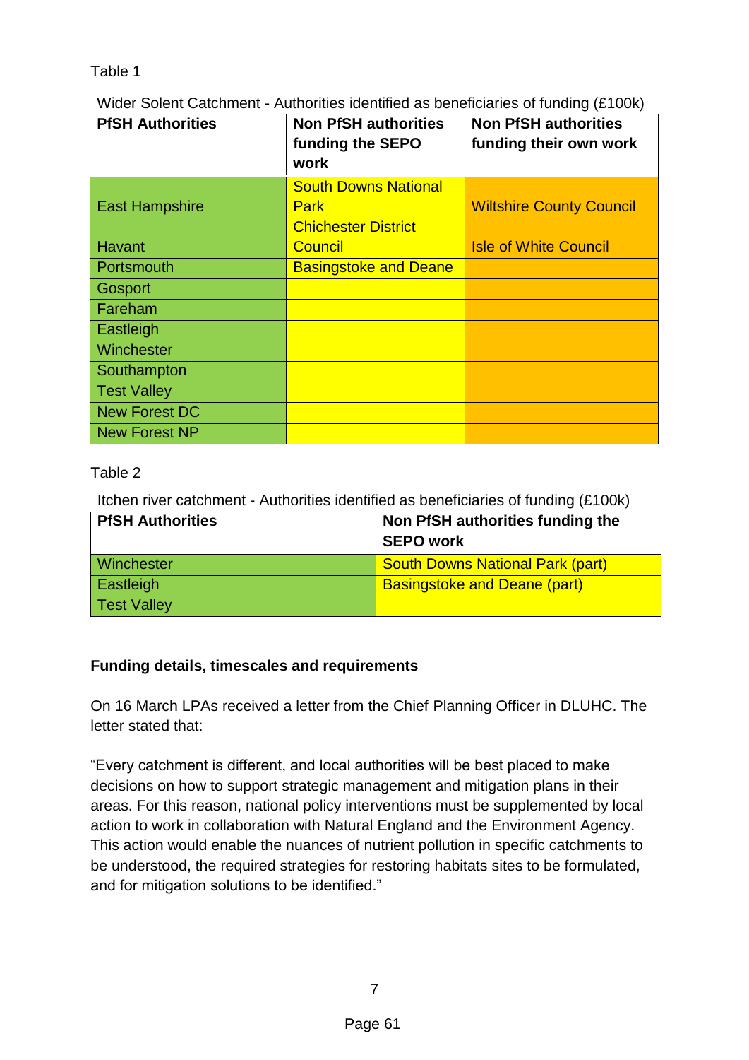Table 1

Wider Solent Catchment - Authorities identified as beneficiaries of funding (£100k)

| PfSH Authorities | Non PfSH authorities funding the SEPO work | Non PfSH authorities funding their own work |
|---|---|---|
| East Hampshire | South Downs National Park | Wiltshire County Council |
| Havant | Chichester District Council | Isle of White Council |
| Portsmouth | Basingstoke and Deane | |
| Gosport | | |
| Fareham | | |
| Eastleigh | | |
| Winchester | | |
| Southampton | | |
| Test Valley | | |
| New Forest DC | | |
| New Forest NP | | |

Table 2

Itchen river catchment - Authorities identified as beneficiaries of funding (£100k)

| PfSH Authorities | Non PfSH authorities funding the SEPO work |
|---|---|
| Winchester | South Downs National Park (part) |
| Eastleigh | Basingstoke and Deane (part) |
| Test Valley | |

**Funding details, timescales and requirements**

On 16 March LPAs received a letter from the Chief Planning Officer in DLUHC. The letter stated that:

"Every catchment is different, and local authorities will be best placed to make decisions on how to support strategic management and mitigation plans in their areas. For this reason, national policy interventions must be supplemented by local action to work in collaboration with Natural England and the Environment Agency. This action would enable the nuances of nutrient pollution in specific catchments to be understood, the required strategies for restoring habitats sites to be formulated, and for mitigation solutions to be identified."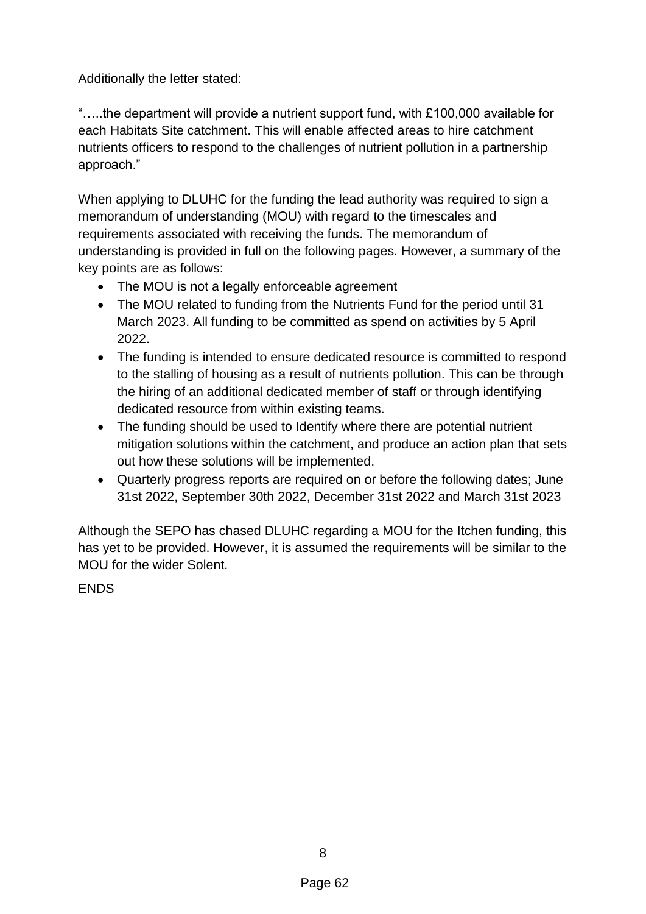Additionally the letter stated:

"…..the department will provide a nutrient support fund, with £100,000 available for each Habitats Site catchment. This will enable affected areas to hire catchment nutrients officers to respond to the challenges of nutrient pollution in a partnership approach."

When applying to DLUHC for the funding the lead authority was required to sign a memorandum of understanding (MOU) with regard to the timescales and requirements associated with receiving the funds. The memorandum of understanding is provided in full on the following pages. However, a summary of the key points are as follows:

- The MOU is not a legally enforceable agreement
- The MOU related to funding from the Nutrients Fund for the period until 31 March 2023. All funding to be committed as spend on activities by 5 April 2022.
- The funding is intended to ensure dedicated resource is committed to respond to the stalling of housing as a result of nutrients pollution. This can be through the hiring of an additional dedicated member of staff or through identifying dedicated resource from within existing teams.
- The funding should be used to Identify where there are potential nutrient mitigation solutions within the catchment, and produce an action plan that sets out how these solutions will be implemented.
- Quarterly progress reports are required on or before the following dates; June 31st 2022, September 30th 2022, December 31st 2022 and March 31st 2023

Although the SEPO has chased DLUHC regarding a MOU for the Itchen funding, this has yet to be provided. However, it is assumed the requirements will be similar to the MOU for the wider Solent.

ENDS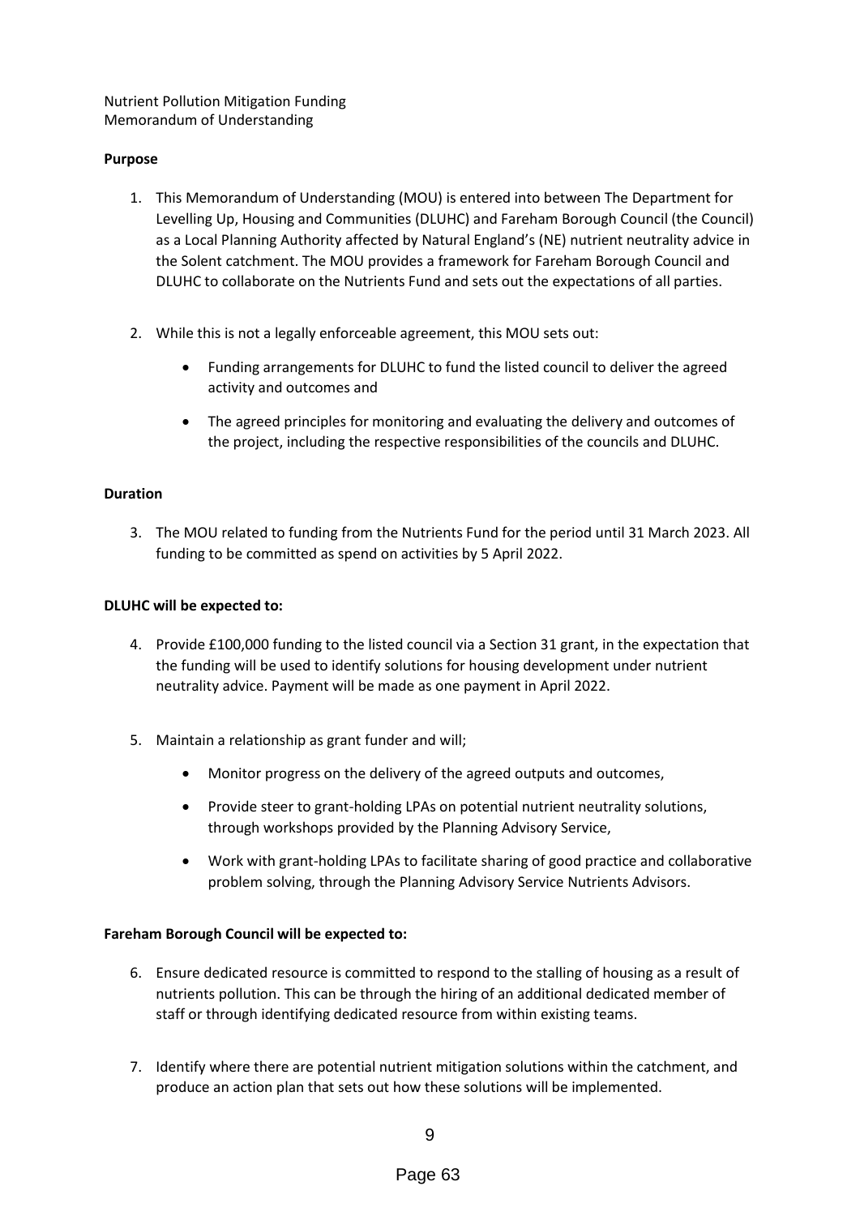Nutrient Pollution Mitigation Funding
Memorandum of Understanding

**Purpose**

1. This Memorandum of Understanding (MOU) is entered into between The Department for Levelling Up, Housing and Communities (DLUHC) and Fareham Borough Council (the Council) as a Local Planning Authority affected by Natural England's (NE) nutrient neutrality advice in the Solent catchment. The MOU provides a framework for Fareham Borough Council and DLUHC to collaborate on the Nutrients Fund and sets out the expectations of all parties.

2. While this is not a legally enforceable agreement, this MOU sets out:

    - Funding arrangements for DLUHC to fund the listed council to deliver the agreed activity and outcomes and

    - The agreed principles for monitoring and evaluating the delivery and outcomes of the project, including the respective responsibilities of the councils and DLUHC.

**Duration**

3. The MOU related to funding from the Nutrients Fund for the period until 31 March 2023. All funding to be committed as spend on activities by 5 April 2022.

**DLUHC will be expected to:**

4. Provide £100,000 funding to the listed council via a Section 31 grant, in the expectation that the funding will be used to identify solutions for housing development under nutrient neutrality advice. Payment will be made as one payment in April 2022.

5. Maintain a relationship as grant funder and will;

    - Monitor progress on the delivery of the agreed outputs and outcomes,

    - Provide steer to grant-holding LPAs on potential nutrient neutrality solutions, through workshops provided by the Planning Advisory Service,

    - Work with grant-holding LPAs to facilitate sharing of good practice and collaborative problem solving, through the Planning Advisory Service Nutrients Advisors.

**Fareham Borough Council will be expected to:**

6. Ensure dedicated resource is committed to respond to the stalling of housing as a result of nutrients pollution. This can be through the hiring of an additional dedicated member of staff or through identifying dedicated resource from within existing teams.

7. Identify where there are potential nutrient mitigation solutions within the catchment, and produce an action plan that sets out how these solutions will be implemented.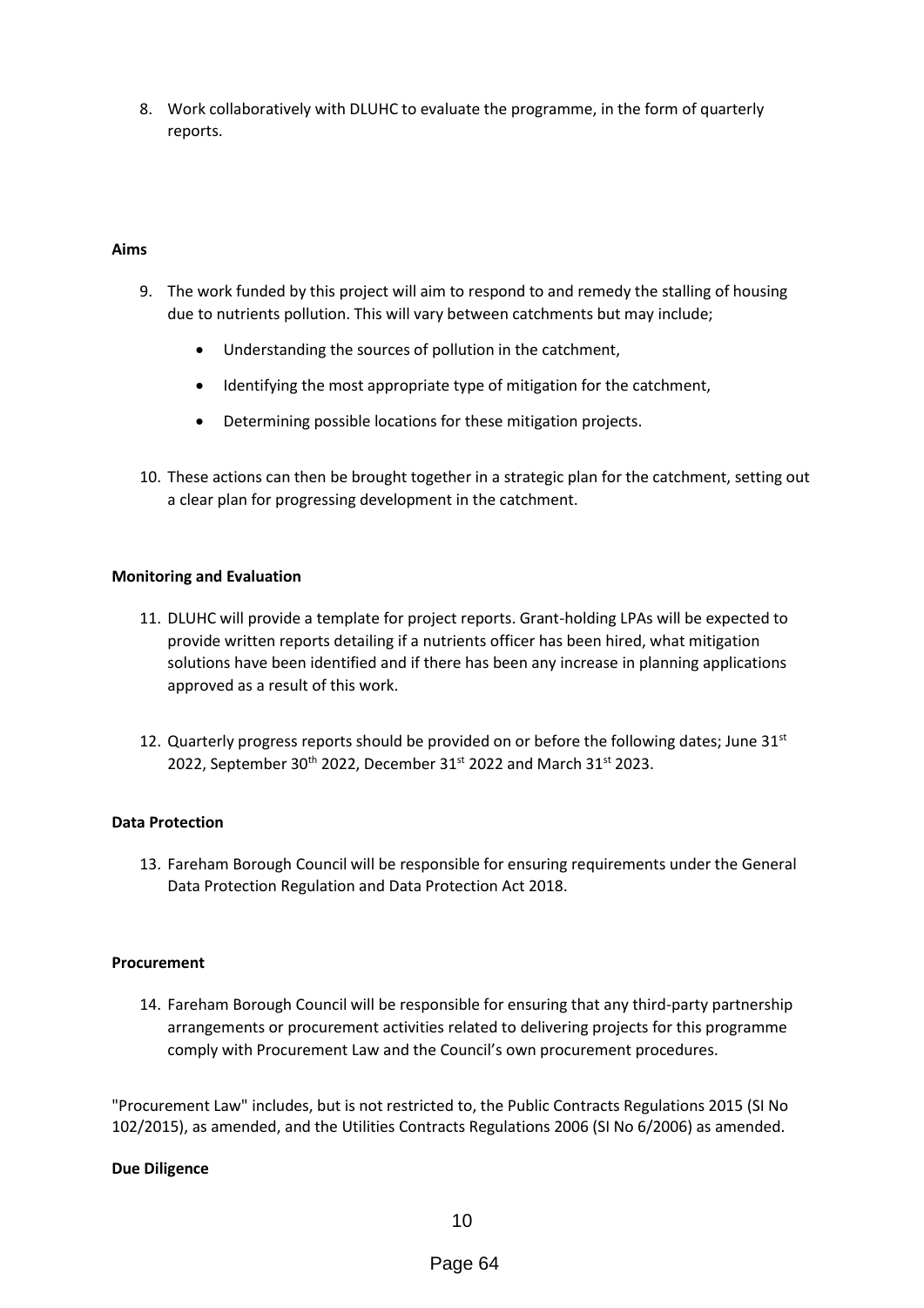8. Work collaboratively with DLUHC to evaluate the programme, in the form of quarterly reports.

**Aims**

9. The work funded by this project will aim to respond to and remedy the stalling of housing due to nutrients pollution. This will vary between catchments but may include;

    - Understanding the sources of pollution in the catchment,
    - Identifying the most appropriate type of mitigation for the catchment,
    - Determining possible locations for these mitigation projects.

10. These actions can then be brought together in a strategic plan for the catchment, setting out a clear plan for progressing development in the catchment.

**Monitoring and Evaluation**

11. DLUHC will provide a template for project reports. Grant-holding LPAs will be expected to provide written reports detailing if a nutrients officer has been hired, what mitigation solutions have been identified and if there has been any increase in planning applications approved as a result of this work.

12. Quarterly progress reports should be provided on or before the following dates; June 31st 2022, September 30th 2022, December 31st 2022 and March 31st 2023.

**Data Protection**

13. Fareham Borough Council will be responsible for ensuring requirements under the General Data Protection Regulation and Data Protection Act 2018.

**Procurement**

14. Fareham Borough Council will be responsible for ensuring that any third-party partnership arrangements or procurement activities related to delivering projects for this programme comply with Procurement Law and the Council's own procurement procedures.

"Procurement Law" includes, but is not restricted to, the Public Contracts Regulations 2015 (SI No 102/2015), as amended, and the Utilities Contracts Regulations 2006 (SI No 6/2006) as amended.

**Due Diligence**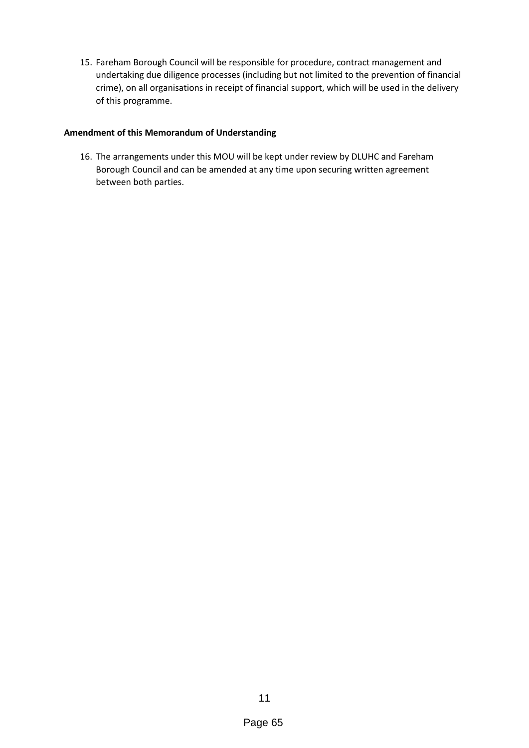15. Fareham Borough Council will be responsible for procedure, contract management and undertaking due diligence processes (including but not limited to the prevention of financial crime), on all organisations in receipt of financial support, which will be used in the delivery of this programme.

**Amendment of this Memorandum of Understanding**

16. The arrangements under this MOU will be kept under review by DLUHC and Fareham Borough Council and can be amended at any time upon securing written agreement between both parties.